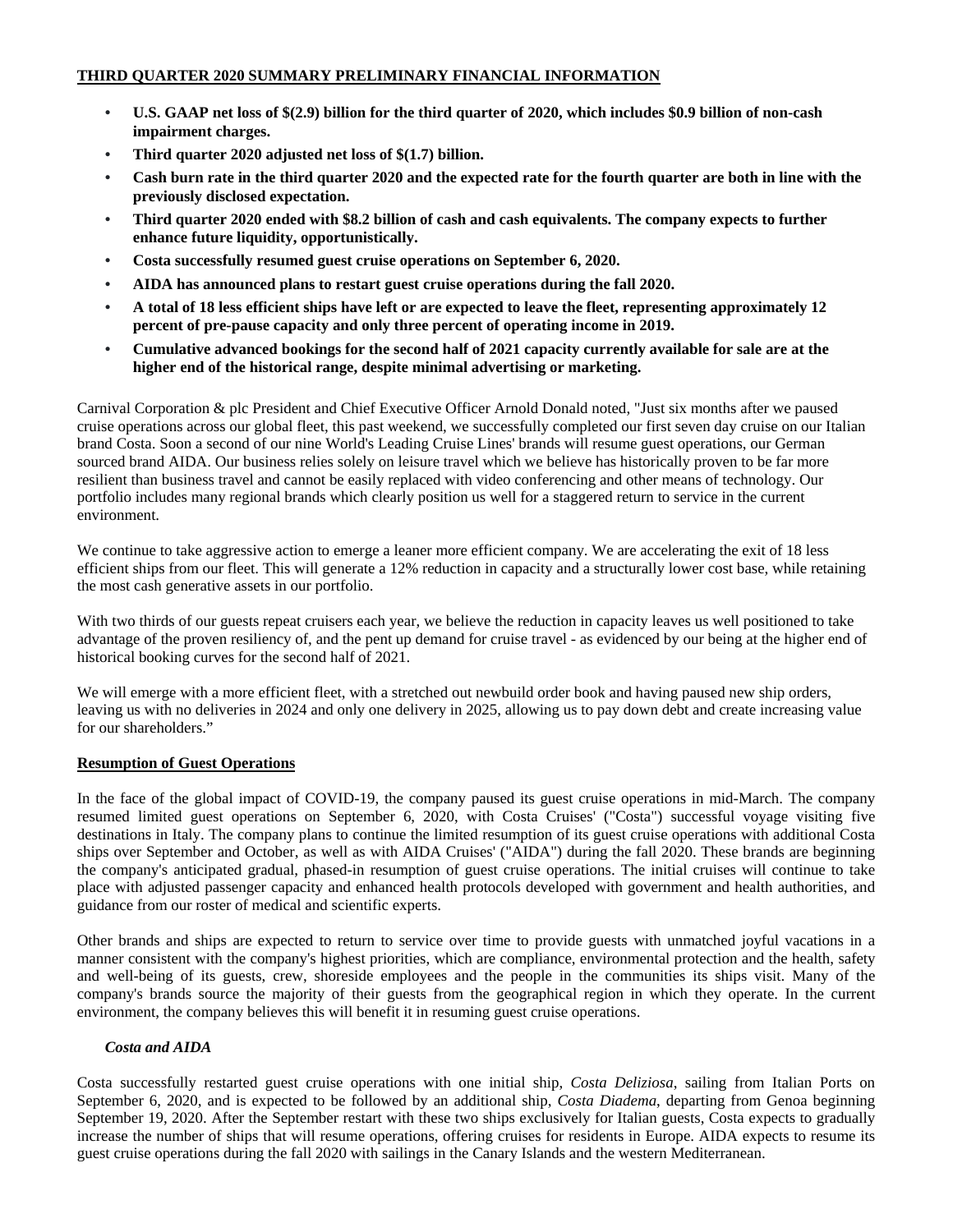## THIRD QUARTER 2020 SUMMARY PRELIMINARY FINANCIAL INFORMATION

- **U.S. GAAP net loss of $(2.9) billion for the third quarter of 2020, which includes $0.9 billion of non-cash impairment charges.**
- **Third quarter 2020 adjusted net loss of $(1.7) billion.**
- **Cash burn rate in the third quarter 2020 and the expected rate for the fourth quarter are both in line with the previously disclosed expectation.**
- **Third quarter 2020 ended with $8.2 billion of cash and cash equivalents. The company expects to further enhance future liquidity, opportunistically.**
- **Costa successfully resumed guest cruise operations on September 6, 2020.**
- **AIDA has announced plans to restart guest cruise operations during the fall 2020.**
- **A total of 18 less efficient ships have left or are expected to leave the fleet, representing approximately 12 percent of pre-pause capacity and only three percent of operating income in 2019.**
- **Cumulative advanced bookings for the second half of 2021 capacity currently available for sale are at the higher end of the historical range, despite minimal advertising or marketing.**

Carnival Corporation & plc President and Chief Executive Officer Arnold Donald noted, "Just six months after we paused cruise operations across our global fleet, this past weekend, we successfully completed our first seven day cruise on our Italian brand Costa. Soon a second of our nine World's Leading Cruise Lines' brands will resume guest operations, our German sourced brand AIDA. Our business relies solely on leisure travel which we believe has historically proven to be far more resilient than business travel and cannot be easily replaced with video conferencing and other means of technology. Our portfolio includes many regional brands which clearly position us well for a staggered return to service in the current environment.

We continue to take aggressive action to emerge a leaner more efficient company. We are accelerating the exit of 18 less efficient ships from our fleet. This will generate a 12% reduction in capacity and a structurally lower cost base, while retaining the most cash generative assets in our portfolio.

With two thirds of our guests repeat cruisers each year, we believe the reduction in capacity leaves us well positioned to take advantage of the proven resiliency of, and the pent up demand for cruise travel - as evidenced by our being at the higher end of historical booking curves for the second half of 2021.

We will emerge with a more efficient fleet, with a stretched out newbuild order book and having paused new ship orders, leaving us with no deliveries in 2024 and only one delivery in 2025, allowing us to pay down debt and create increasing value for our shareholders."

## Resumption of Guest Operations

In the face of the global impact of COVID-19, the company paused its guest cruise operations in mid-March. The company resumed limited guest operations on September 6, 2020, with Costa Cruises' ("Costa") successful voyage visiting five destinations in Italy. The company plans to continue the limited resumption of its guest cruise operations with additional Costa ships over September and October, as well as with AIDA Cruises' ("AIDA") during the fall 2020. These brands are beginning the company's anticipated gradual, phased-in resumption of guest cruise operations. The initial cruises will continue to take place with adjusted passenger capacity and enhanced health protocols developed with government and health authorities, and guidance from our roster of medical and scientific experts.

Other brands and ships are expected to return to service over time to provide guests with unmatched joyful vacations in a manner consistent with the company's highest priorities, which are compliance, environmental protection and the health, safety and well-being of its guests, crew, shoreside employees and the people in the communities its ships visit. Many of the company's brands source the majority of their guests from the geographical region in which they operate. In the current environment, the company believes this will benefit it in resuming guest cruise operations.

### *Costa and AIDA*

Costa successfully restarted guest cruise operations with one initial ship, *Costa Deliziosa*, sailing from Italian Ports on September 6, 2020, and is expected to be followed by an additional ship, *Costa Diadema*, departing from Genoa beginning September 19, 2020. After the September restart with these two ships exclusively for Italian guests, Costa expects to gradually increase the number of ships that will resume operations, offering cruises for residents in Europe. AIDA expects to resume its guest cruise operations during the fall 2020 with sailings in the Canary Islands and the western Mediterranean.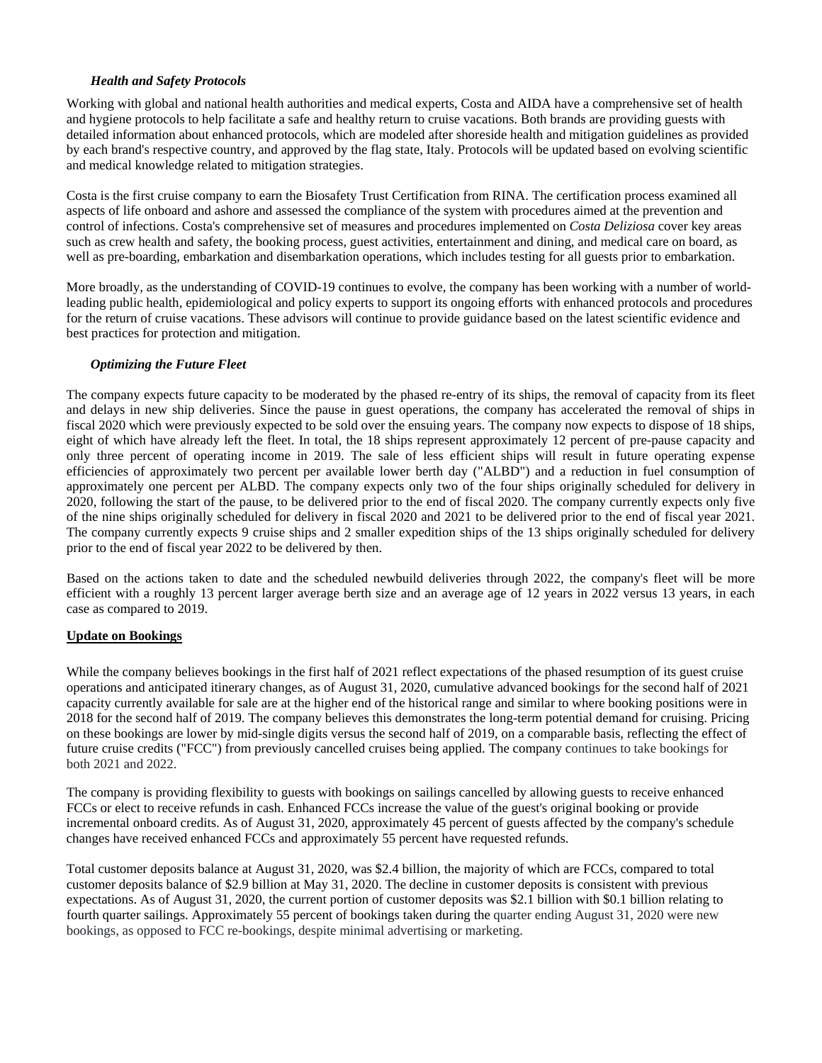### *Health and Safety Protocols*

Working with global and national health authorities and medical experts, Costa and AIDA have a comprehensive set of health and hygiene protocols to help facilitate a safe and healthy return to cruise vacations. Both brands are providing guests with detailed information about enhanced protocols, which are modeled after shoreside health and mitigation guidelines as provided by each brand's respective country, and approved by the flag state, Italy. Protocols will be updated based on evolving scientific and medical knowledge related to mitigation strategies.

Costa is the first cruise company to earn the Biosafety Trust Certification from RINA. The certification process examined all aspects of life onboard and ashore and assessed the compliance of the system with procedures aimed at the prevention and control of infections. Costa's comprehensive set of measures and procedures implemented on *Costa Deliziosa* cover key areas such as crew health and safety, the booking process, guest activities, entertainment and dining, and medical care on board, as well as pre-boarding, embarkation and disembarkation operations, which includes testing for all guests prior to embarkation.

More broadly, as the understanding of COVID-19 continues to evolve, the company has been working with a number of world-leading public health, epidemiological and policy experts to support its ongoing efforts with enhanced protocols and procedures for the return of cruise vacations. These advisors will continue to provide guidance based on the latest scientific evidence and best practices for protection and mitigation.

### *Optimizing the Future Fleet*

The company expects future capacity to be moderated by the phased re-entry of its ships, the removal of capacity from its fleet and delays in new ship deliveries. Since the pause in guest operations, the company has accelerated the removal of ships in fiscal 2020 which were previously expected to be sold over the ensuing years. The company now expects to dispose of 18 ships, eight of which have already left the fleet. In total, the 18 ships represent approximately 12 percent of pre-pause capacity and only three percent of operating income in 2019. The sale of less efficient ships will result in future operating expense efficiencies of approximately two percent per available lower berth day ("ALBD") and a reduction in fuel consumption of approximately one percent per ALBD. The company expects only two of the four ships originally scheduled for delivery in 2020, following the start of the pause, to be delivered prior to the end of fiscal 2020. The company currently expects only five of the nine ships originally scheduled for delivery in fiscal 2020 and 2021 to be delivered prior to the end of fiscal year 2021. The company currently expects 9 cruise ships and 2 smaller expedition ships of the 13 ships originally scheduled for delivery prior to the end of fiscal year 2022 to be delivered by then.

Based on the actions taken to date and the scheduled newbuild deliveries through 2022, the company's fleet will be more efficient with a roughly 13 percent larger average berth size and an average age of 12 years in 2022 versus 13 years, in each case as compared to 2019.

## Update on Bookings

While the company believes bookings in the first half of 2021 reflect expectations of the phased resumption of its guest cruise operations and anticipated itinerary changes, as of August 31, 2020, cumulative advanced bookings for the second half of 2021 capacity currently available for sale are at the higher end of the historical range and similar to where booking positions were in 2018 for the second half of 2019. The company believes this demonstrates the long-term potential demand for cruising. Pricing on these bookings are lower by mid-single digits versus the second half of 2019, on a comparable basis, reflecting the effect of future cruise credits ("FCC") from previously cancelled cruises being applied. The company continues to take bookings for both 2021 and 2022.

The company is providing flexibility to guests with bookings on sailings cancelled by allowing guests to receive enhanced FCCs or elect to receive refunds in cash. Enhanced FCCs increase the value of the guest's original booking or provide incremental onboard credits. As of August 31, 2020, approximately 45 percent of guests affected by the company's schedule changes have received enhanced FCCs and approximately 55 percent have requested refunds.

Total customer deposits balance at August 31, 2020, was $2.4 billion, the majority of which are FCCs, compared to total customer deposits balance of $2.9 billion at May 31, 2020. The decline in customer deposits is consistent with previous expectations. As of August 31, 2020, the current portion of customer deposits was $2.1 billion with $0.1 billion relating to fourth quarter sailings. Approximately 55 percent of bookings taken during the quarter ending August 31, 2020 were new bookings, as opposed to FCC re-bookings, despite minimal advertising or marketing.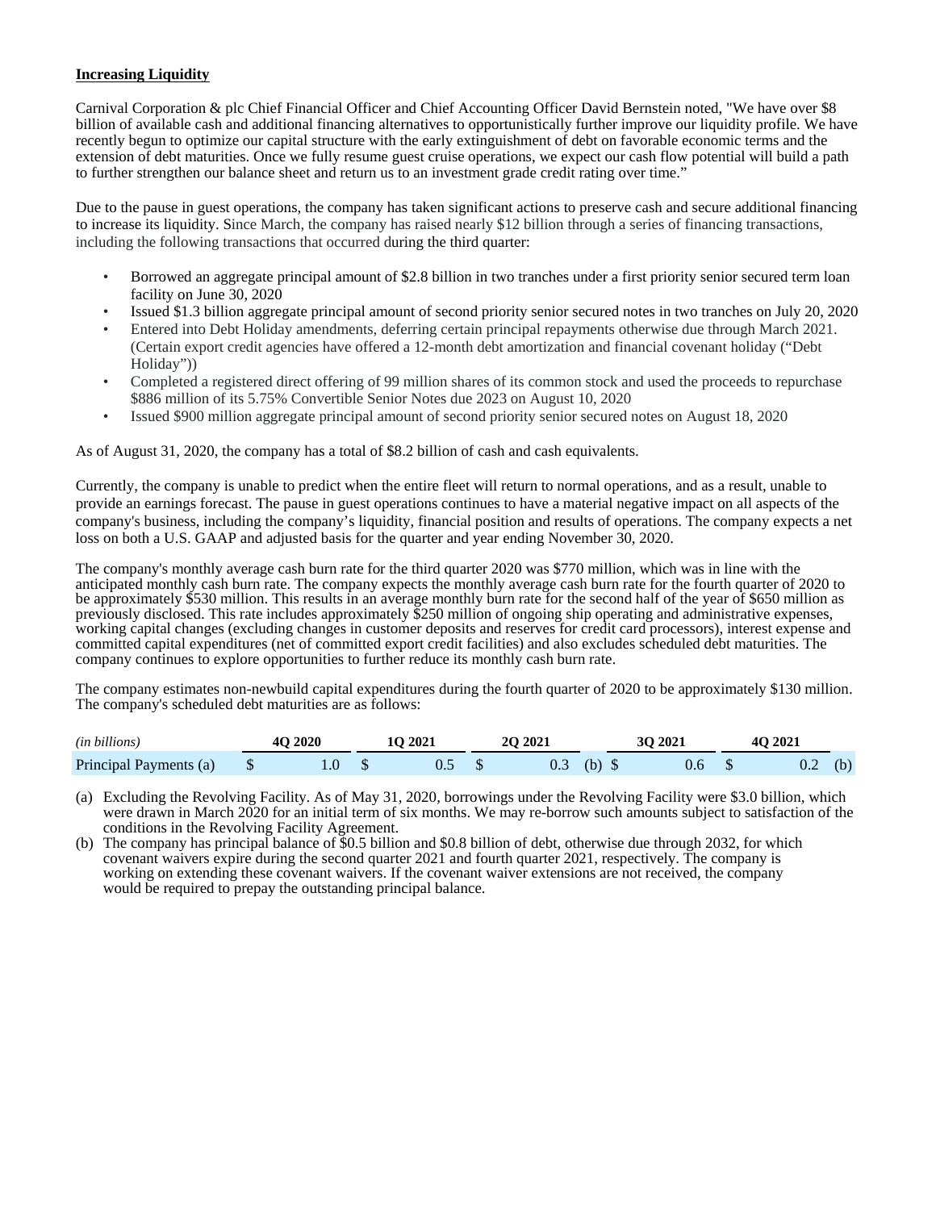**Increasing Liquidity**

Carnival Corporation & plc Chief Financial Officer and Chief Accounting Officer David Bernstein noted, "We have over $8 billion of available cash and additional financing alternatives to opportunistically further improve our liquidity profile. We have recently begun to optimize our capital structure with the early extinguishment of debt on favorable economic terms and the extension of debt maturities. Once we fully resume guest cruise operations, we expect our cash flow potential will build a path to further strengthen our balance sheet and return us to an investment grade credit rating over time."

Due to the pause in guest operations, the company has taken significant actions to preserve cash and secure additional financing to increase its liquidity. Since March, the company has raised nearly $12 billion through a series of financing transactions, including the following transactions that occurred during the third quarter:

- Borrowed an aggregate principal amount of $2.8 billion in two tranches under a first priority senior secured term loan facility on June 30, 2020
- Issued $1.3 billion aggregate principal amount of second priority senior secured notes in two tranches on July 20, 2020
- Entered into Debt Holiday amendments, deferring certain principal repayments otherwise due through March 2021. (Certain export credit agencies have offered a 12-month debt amortization and financial covenant holiday ("Debt Holiday"))
- Completed a registered direct offering of 99 million shares of its common stock and used the proceeds to repurchase $886 million of its 5.75% Convertible Senior Notes due 2023 on August 10, 2020
- Issued $900 million aggregate principal amount of second priority senior secured notes on August 18, 2020

As of August 31, 2020, the company has a total of $8.2 billion of cash and cash equivalents.

Currently, the company is unable to predict when the entire fleet will return to normal operations, and as a result, unable to provide an earnings forecast. The pause in guest operations continues to have a material negative impact on all aspects of the company's business, including the company's liquidity, financial position and results of operations. The company expects a net loss on both a U.S. GAAP and adjusted basis for the quarter and year ending November 30, 2020.

The company's monthly average cash burn rate for the third quarter 2020 was $770 million, which was in line with the anticipated monthly cash burn rate. The company expects the monthly average cash burn rate for the fourth quarter of 2020 to be approximately $530 million. This results in an average monthly burn rate for the second half of the year of $650 million as previously disclosed. This rate includes approximately $250 million of ongoing ship operating and administrative expenses, working capital changes (excluding changes in customer deposits and reserves for credit card processors), interest expense and committed capital expenditures (net of committed export credit facilities) and also excludes scheduled debt maturities. The company continues to explore opportunities to further reduce its monthly cash burn rate.

The company estimates non-newbuild capital expenditures during the fourth quarter of 2020 to be approximately $130 million. The company's scheduled debt maturities are as follows:

| *(in billions)* | 4Q 2020 | 1Q 2021 | 2Q 2021 | 3Q 2021 | 4Q 2021 |
|---|---|---|---|---|---|
| Principal Payments (a) | $ 1.0 | $ 0.5 | $ 0.3 (b) | $ 0.6 | $ 0.2 (b) |

(a) Excluding the Revolving Facility. As of May 31, 2020, borrowings under the Revolving Facility were $3.0 billion, which were drawn in March 2020 for an initial term of six months. We may re-borrow such amounts subject to satisfaction of the conditions in the Revolving Facility Agreement.

(b) The company has principal balance of $0.5 billion and $0.8 billion of debt, otherwise due through 2032, for which covenant waivers expire during the second quarter 2021 and fourth quarter 2021, respectively. The company is working on extending these covenant waivers. If the covenant waiver extensions are not received, the company would be required to prepay the outstanding principal balance.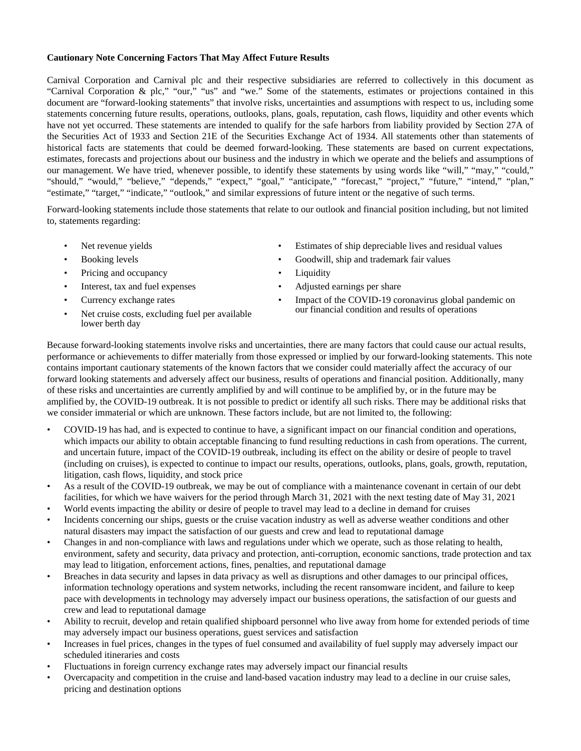**Cautionary Note Concerning Factors That May Affect Future Results**

Carnival Corporation and Carnival plc and their respective subsidiaries are referred to collectively in this document as "Carnival Corporation & plc," "our," "us" and "we." Some of the statements, estimates or projections contained in this document are "forward-looking statements" that involve risks, uncertainties and assumptions with respect to us, including some statements concerning future results, operations, outlooks, plans, goals, reputation, cash flows, liquidity and other events which have not yet occurred. These statements are intended to qualify for the safe harbors from liability provided by Section 27A of the Securities Act of 1933 and Section 21E of the Securities Exchange Act of 1934. All statements other than statements of historical facts are statements that could be deemed forward-looking. These statements are based on current expectations, estimates, forecasts and projections about our business and the industry in which we operate and the beliefs and assumptions of our management. We have tried, whenever possible, to identify these statements by using words like "will," "may," "could," "should," "would," "believe," "depends," "expect," "goal," "anticipate," "forecast," "project," "future," "intend," "plan," "estimate," "target," "indicate," "outlook," and similar expressions of future intent or the negative of such terms.

Forward-looking statements include those statements that relate to our outlook and financial position including, but not limited to, statements regarding:

- Net revenue yields
- Booking levels
- Pricing and occupancy
- Interest, tax and fuel expenses
- Currency exchange rates
- Net cruise costs, excluding fuel per available lower berth day
- Estimates of ship depreciable lives and residual values
- Goodwill, ship and trademark fair values
- Liquidity
- Adjusted earnings per share
- Impact of the COVID-19 coronavirus global pandemic on our financial condition and results of operations

Because forward-looking statements involve risks and uncertainties, there are many factors that could cause our actual results, performance or achievements to differ materially from those expressed or implied by our forward-looking statements. This note contains important cautionary statements of the known factors that we consider could materially affect the accuracy of our forward looking statements and adversely affect our business, results of operations and financial position. Additionally, many of these risks and uncertainties are currently amplified by and will continue to be amplified by, or in the future may be amplified by, the COVID-19 outbreak. It is not possible to predict or identify all such risks. There may be additional risks that we consider immaterial or which are unknown. These factors include, but are not limited to, the following:

- COVID-19 has had, and is expected to continue to have, a significant impact on our financial condition and operations, which impacts our ability to obtain acceptable financing to fund resulting reductions in cash from operations. The current, and uncertain future, impact of the COVID-19 outbreak, including its effect on the ability or desire of people to travel (including on cruises), is expected to continue to impact our results, operations, outlooks, plans, goals, growth, reputation, litigation, cash flows, liquidity, and stock price
- As a result of the COVID-19 outbreak, we may be out of compliance with a maintenance covenant in certain of our debt facilities, for which we have waivers for the period through March 31, 2021 with the next testing date of May 31, 2021
- World events impacting the ability or desire of people to travel may lead to a decline in demand for cruises
- Incidents concerning our ships, guests or the cruise vacation industry as well as adverse weather conditions and other natural disasters may impact the satisfaction of our guests and crew and lead to reputational damage
- Changes in and non-compliance with laws and regulations under which we operate, such as those relating to health, environment, safety and security, data privacy and protection, anti-corruption, economic sanctions, trade protection and tax may lead to litigation, enforcement actions, fines, penalties, and reputational damage
- Breaches in data security and lapses in data privacy as well as disruptions and other damages to our principal offices, information technology operations and system networks, including the recent ransomware incident, and failure to keep pace with developments in technology may adversely impact our business operations, the satisfaction of our guests and crew and lead to reputational damage
- Ability to recruit, develop and retain qualified shipboard personnel who live away from home for extended periods of time may adversely impact our business operations, guest services and satisfaction
- Increases in fuel prices, changes in the types of fuel consumed and availability of fuel supply may adversely impact our scheduled itineraries and costs
- Fluctuations in foreign currency exchange rates may adversely impact our financial results
- Overcapacity and competition in the cruise and land-based vacation industry may lead to a decline in our cruise sales, pricing and destination options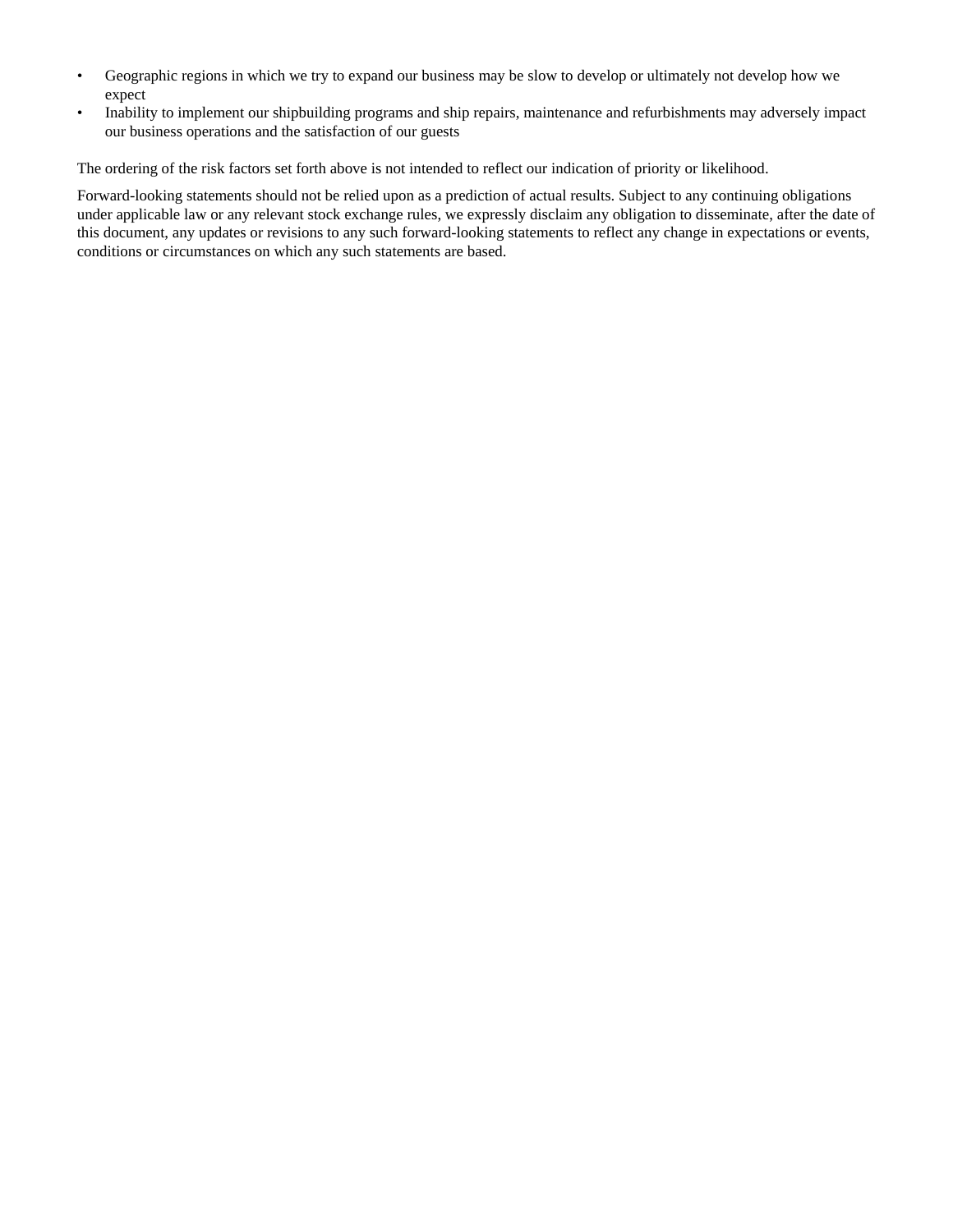- Geographic regions in which we try to expand our business may be slow to develop or ultimately not develop how we expect
- Inability to implement our shipbuilding programs and ship repairs, maintenance and refurbishments may adversely impact our business operations and the satisfaction of our guests

The ordering of the risk factors set forth above is not intended to reflect our indication of priority or likelihood.

Forward-looking statements should not be relied upon as a prediction of actual results. Subject to any continuing obligations under applicable law or any relevant stock exchange rules, we expressly disclaim any obligation to disseminate, after the date of this document, any updates or revisions to any such forward-looking statements to reflect any change in expectations or events, conditions or circumstances on which any such statements are based.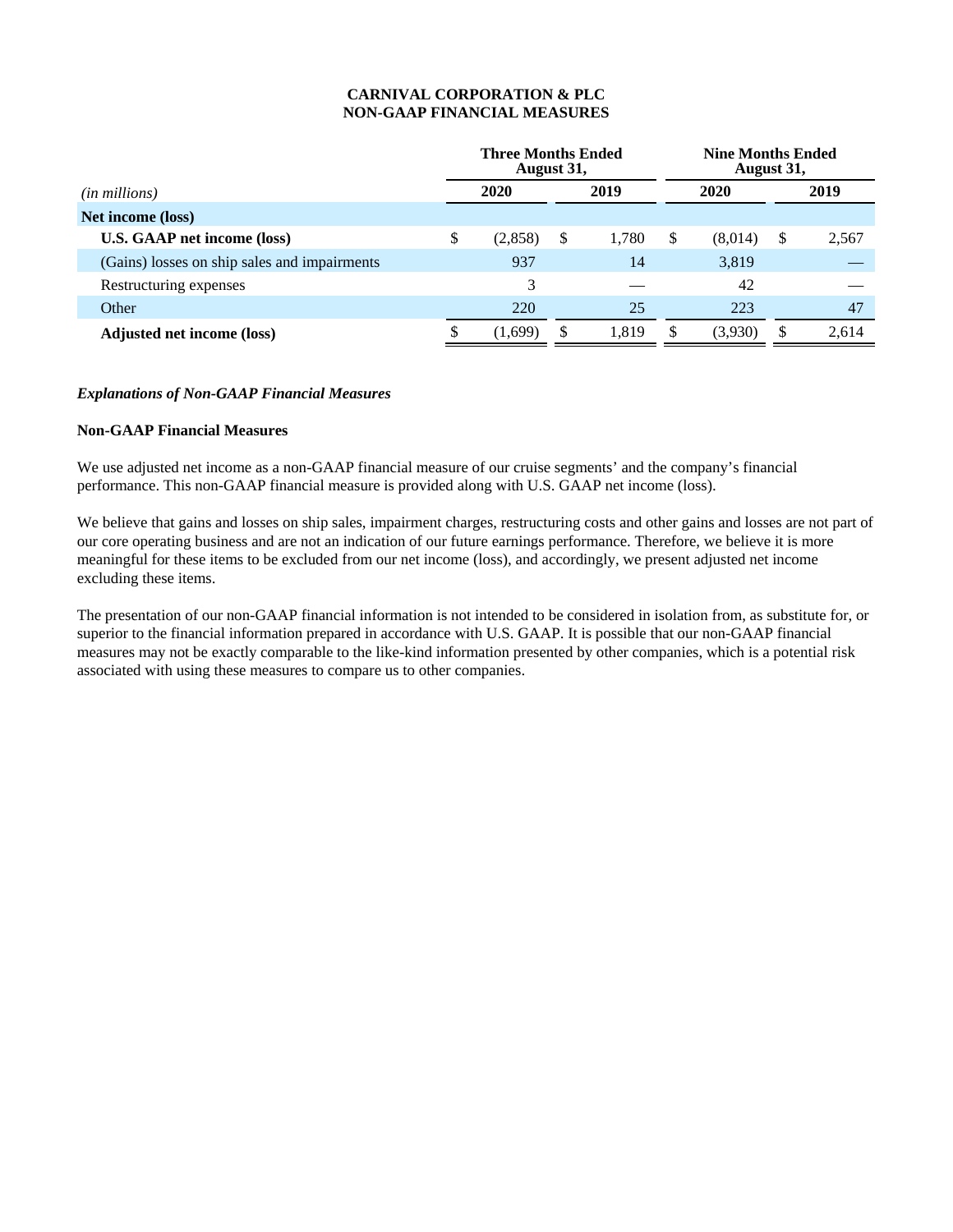**CARNIVAL CORPORATION & PLC**
**NON-GAAP FINANCIAL MEASURES**

| | Three Months Ended August 31, | | Nine Months Ended August 31, | |
|---|---|---|---|---|
| *(in millions)* | **2020** | **2019** | **2020** | **2019** |
| **Net income (loss)** | | | | |
| **U.S. GAAP net income (loss)** | $ (2,858) | $ 1,780 | $ (8,014) | $ 2,567 |
| (Gains) losses on ship sales and impairments | 937 | 14 | 3,819 | — |
| Restructuring expenses | 3 | — | 42 | — |
| Other | 220 | 25 | 223 | 47 |
| **Adjusted net income (loss)** | $ (1,699) | $ 1,819 | $ (3,930) | $ 2,614 |

***Explanations of Non-GAAP Financial Measures***

**Non-GAAP Financial Measures**

We use adjusted net income as a non-GAAP financial measure of our cruise segments' and the company's financial performance. This non-GAAP financial measure is provided along with U.S. GAAP net income (loss).

We believe that gains and losses on ship sales, impairment charges, restructuring costs and other gains and losses are not part of our core operating business and are not an indication of our future earnings performance. Therefore, we believe it is more meaningful for these items to be excluded from our net income (loss), and accordingly, we present adjusted net income excluding these items.

The presentation of our non-GAAP financial information is not intended to be considered in isolation from, as substitute for, or superior to the financial information prepared in accordance with U.S. GAAP. It is possible that our non-GAAP financial measures may not be exactly comparable to the like-kind information presented by other companies, which is a potential risk associated with using these measures to compare us to other companies.